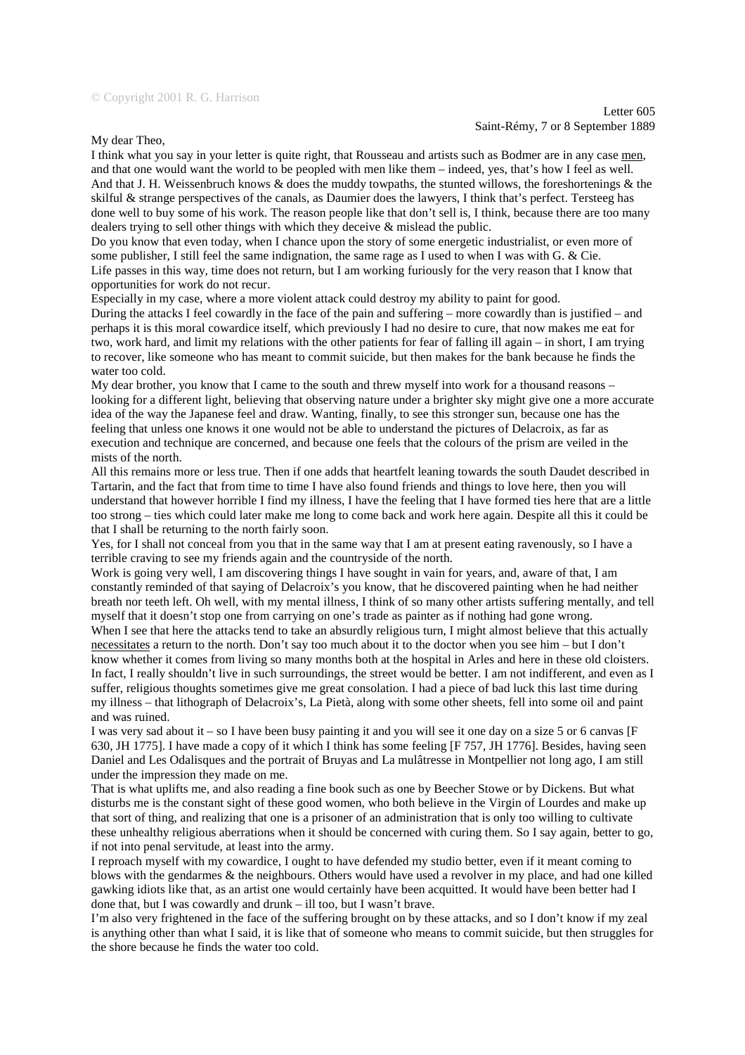© Copyright 2001 R. G. Harrison

Letter 605
Saint-Rémy, 7 or 8 September 1889

My dear Theo,

I think what you say in your letter is quite right, that Rousseau and artists such as Bodmer are in any case men, and that one would want the world to be peopled with men like them – indeed, yes, that's how I feel as well. And that J. H. Weissenbruch knows & does the muddy towpaths, the stunted willows, the foreshortenings & the skilful & strange perspectives of the canals, as Daumier does the lawyers, I think that's perfect. Tersteeg has done well to buy some of his work. The reason people like that don't sell is, I think, because there are too many dealers trying to sell other things with which they deceive & mislead the public.

Do you know that even today, when I chance upon the story of some energetic industrialist, or even more of some publisher, I still feel the same indignation, the same rage as I used to when I was with G. & Cie.

Life passes in this way, time does not return, but I am working furiously for the very reason that I know that opportunities for work do not recur.

Especially in my case, where a more violent attack could destroy my ability to paint for good.

During the attacks I feel cowardly in the face of the pain and suffering – more cowardly than is justified – and perhaps it is this moral cowardice itself, which previously I had no desire to cure, that now makes me eat for two, work hard, and limit my relations with the other patients for fear of falling ill again – in short, I am trying to recover, like someone who has meant to commit suicide, but then makes for the bank because he finds the water too cold.

My dear brother, you know that I came to the south and threw myself into work for a thousand reasons – looking for a different light, believing that observing nature under a brighter sky might give one a more accurate idea of the way the Japanese feel and draw. Wanting, finally, to see this stronger sun, because one has the feeling that unless one knows it one would not be able to understand the pictures of Delacroix, as far as execution and technique are concerned, and because one feels that the colours of the prism are veiled in the mists of the north.

All this remains more or less true. Then if one adds that heartfelt leaning towards the south Daudet described in Tartarin, and the fact that from time to time I have also found friends and things to love here, then you will understand that however horrible I find my illness, I have the feeling that I have formed ties here that are a little too strong – ties which could later make me long to come back and work here again. Despite all this it could be that I shall be returning to the north fairly soon.

Yes, for I shall not conceal from you that in the same way that I am at present eating ravenously, so I have a terrible craving to see my friends again and the countryside of the north.

Work is going very well, I am discovering things I have sought in vain for years, and, aware of that, I am constantly reminded of that saying of Delacroix's you know, that he discovered painting when he had neither breath nor teeth left. Oh well, with my mental illness, I think of so many other artists suffering mentally, and tell myself that it doesn't stop one from carrying on one's trade as painter as if nothing had gone wrong.

When I see that here the attacks tend to take an absurdly religious turn, I might almost believe that this actually necessitates a return to the north. Don't say too much about it to the doctor when you see him – but I don't know whether it comes from living so many months both at the hospital in Arles and here in these old cloisters. In fact, I really shouldn't live in such surroundings, the street would be better. I am not indifferent, and even as I suffer, religious thoughts sometimes give me great consolation. I had a piece of bad luck this last time during my illness – that lithograph of Delacroix's, La Pietà, along with some other sheets, fell into some oil and paint and was ruined.

I was very sad about it – so I have been busy painting it and you will see it one day on a size 5 or 6 canvas [F 630, JH 1775]. I have made a copy of it which I think has some feeling [F 757, JH 1776]. Besides, having seen Daniel and Les Odalisques and the portrait of Bruyas and La mulâtresse in Montpellier not long ago, I am still under the impression they made on me.

That is what uplifts me, and also reading a fine book such as one by Beecher Stowe or by Dickens. But what disturbs me is the constant sight of these good women, who both believe in the Virgin of Lourdes and make up that sort of thing, and realizing that one is a prisoner of an administration that is only too willing to cultivate these unhealthy religious aberrations when it should be concerned with curing them. So I say again, better to go, if not into penal servitude, at least into the army.

I reproach myself with my cowardice, I ought to have defended my studio better, even if it meant coming to blows with the gendarmes & the neighbours. Others would have used a revolver in my place, and had one killed gawking idiots like that, as an artist one would certainly have been acquitted. It would have been better had I done that, but I was cowardly and drunk – ill too, but I wasn't brave.

I'm also very frightened in the face of the suffering brought on by these attacks, and so I don't know if my zeal is anything other than what I said, it is like that of someone who means to commit suicide, but then struggles for the shore because he finds the water too cold.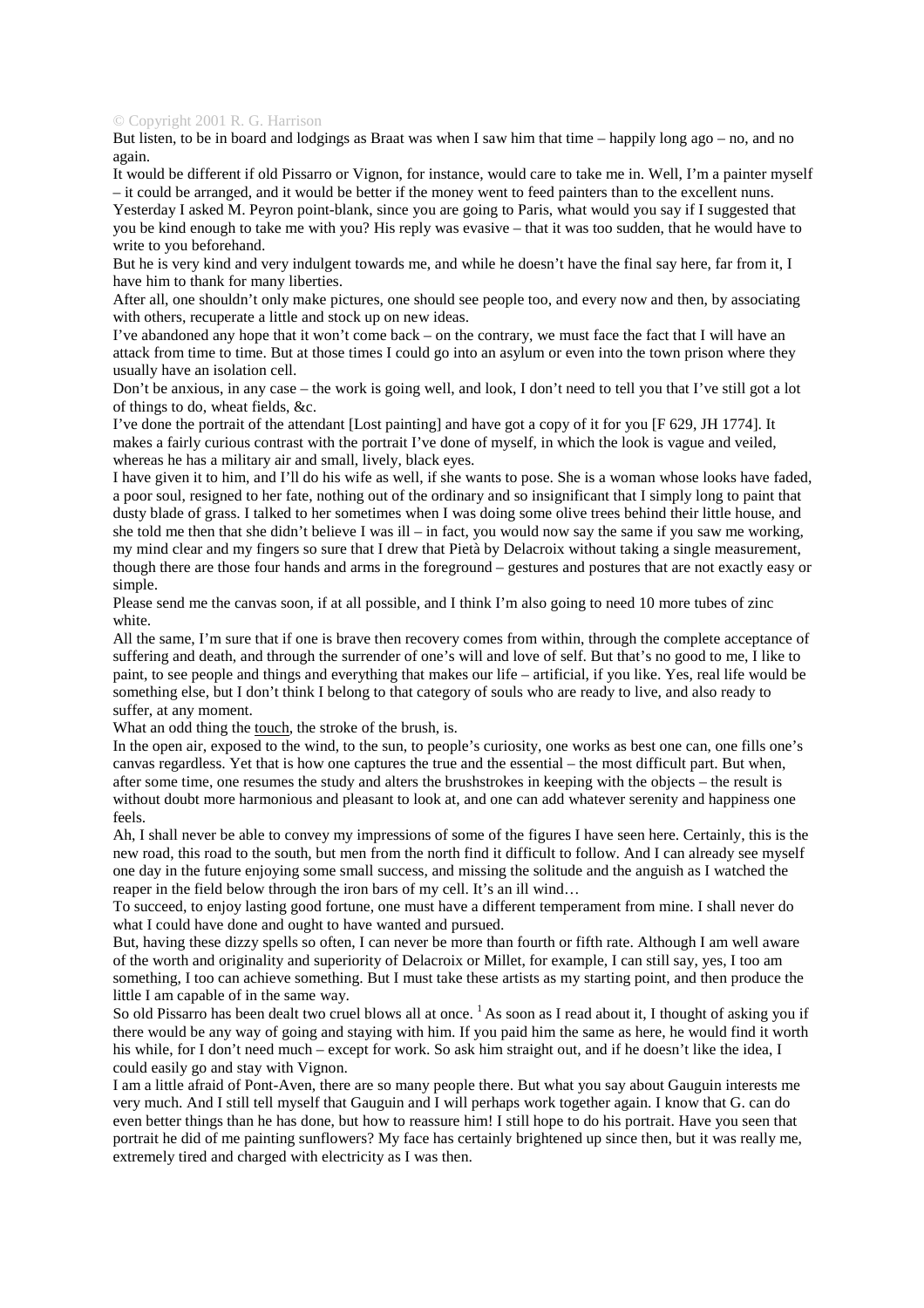© Copyright 2001 R. G. Harrison

But listen, to be in board and lodgings as Braat was when I saw him that time – happily long ago – no, and no again.

It would be different if old Pissarro or Vignon, for instance, would care to take me in. Well, I'm a painter myself – it could be arranged, and it would be better if the money went to feed painters than to the excellent nuns.

Yesterday I asked M. Peyron point-blank, since you are going to Paris, what would you say if I suggested that you be kind enough to take me with you? His reply was evasive – that it was too sudden, that he would have to write to you beforehand.

But he is very kind and very indulgent towards me, and while he doesn't have the final say here, far from it, I have him to thank for many liberties.

After all, one shouldn't only make pictures, one should see people too, and every now and then, by associating with others, recuperate a little and stock up on new ideas.

I've abandoned any hope that it won't come back – on the contrary, we must face the fact that I will have an attack from time to time. But at those times I could go into an asylum or even into the town prison where they usually have an isolation cell.

Don't be anxious, in any case – the work is going well, and look, I don't need to tell you that I've still got a lot of things to do, wheat fields, &c.

I've done the portrait of the attendant [Lost painting] and have got a copy of it for you [F 629, JH 1774]. It makes a fairly curious contrast with the portrait I've done of myself, in which the look is vague and veiled, whereas he has a military air and small, lively, black eyes.

I have given it to him, and I'll do his wife as well, if she wants to pose. She is a woman whose looks have faded, a poor soul, resigned to her fate, nothing out of the ordinary and so insignificant that I simply long to paint that dusty blade of grass. I talked to her sometimes when I was doing some olive trees behind their little house, and she told me then that she didn't believe I was ill – in fact, you would now say the same if you saw me working, my mind clear and my fingers so sure that I drew that Pietà by Delacroix without taking a single measurement, though there are those four hands and arms in the foreground – gestures and postures that are not exactly easy or simple.

Please send me the canvas soon, if at all possible, and I think I'm also going to need 10 more tubes of zinc white.

All the same, I'm sure that if one is brave then recovery comes from within, through the complete acceptance of suffering and death, and through the surrender of one's will and love of self. But that's no good to me, I like to paint, to see people and things and everything that makes our life – artificial, if you like. Yes, real life would be something else, but I don't think I belong to that category of souls who are ready to live, and also ready to suffer, at any moment.

What an odd thing the <u>touch</u>, the stroke of the brush, is.

In the open air, exposed to the wind, to the sun, to people's curiosity, one works as best one can, one fills one's canvas regardless. Yet that is how one captures the true and the essential – the most difficult part. But when, after some time, one resumes the study and alters the brushstrokes in keeping with the objects – the result is without doubt more harmonious and pleasant to look at, and one can add whatever serenity and happiness one feels.

Ah, I shall never be able to convey my impressions of some of the figures I have seen here. Certainly, this is the new road, this road to the south, but men from the north find it difficult to follow. And I can already see myself one day in the future enjoying some small success, and missing the solitude and the anguish as I watched the reaper in the field below through the iron bars of my cell. It's an ill wind…

To succeed, to enjoy lasting good fortune, one must have a different temperament from mine. I shall never do what I could have done and ought to have wanted and pursued.

But, having these dizzy spells so often, I can never be more than fourth or fifth rate. Although I am well aware of the worth and originality and superiority of Delacroix or Millet, for example, I can still say, yes, I too am something, I too can achieve something. But I must take these artists as my starting point, and then produce the little I am capable of in the same way.

So old Pissarro has been dealt two cruel blows all at once. [1] As soon as I read about it, I thought of asking you if there would be any way of going and staying with him. If you paid him the same as here, he would find it worth his while, for I don't need much – except for work. So ask him straight out, and if he doesn't like the idea, I could easily go and stay with Vignon.

I am a little afraid of Pont-Aven, there are so many people there. But what you say about Gauguin interests me very much. And I still tell myself that Gauguin and I will perhaps work together again. I know that G. can do even better things than he has done, but how to reassure him! I still hope to do his portrait. Have you seen that portrait he did of me painting sunflowers? My face has certainly brightened up since then, but it was really me, extremely tired and charged with electricity as I was then.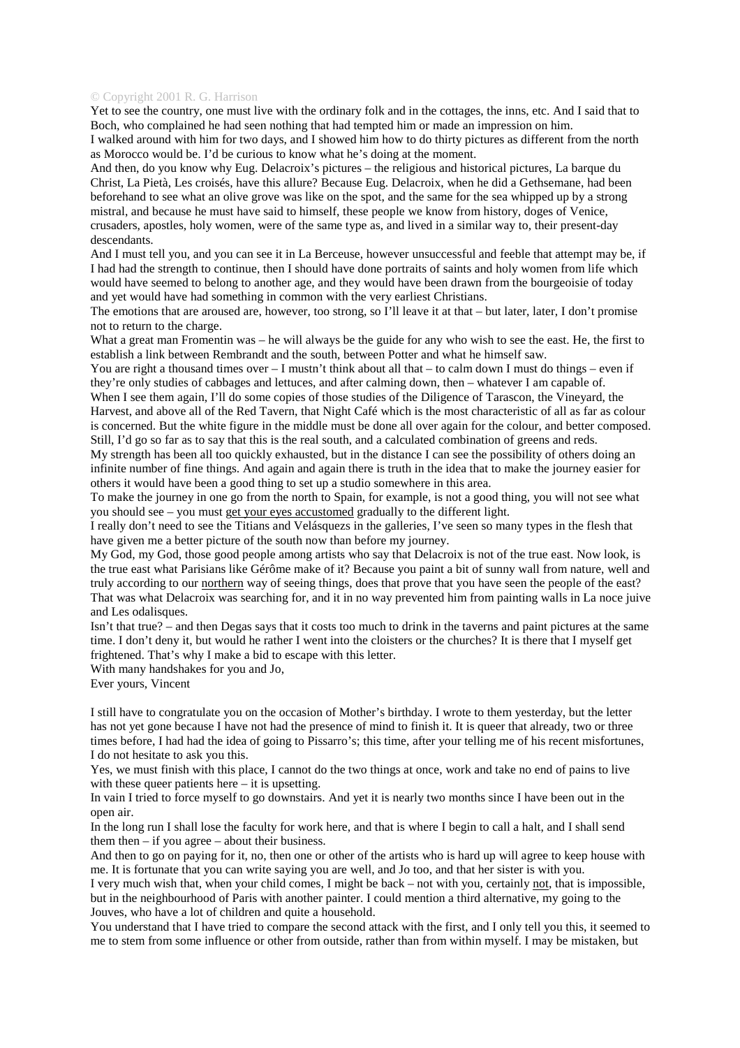© Copyright 2001 R. G. Harrison

Yet to see the country, one must live with the ordinary folk and in the cottages, the inns, etc. And I said that to Boch, who complained he had seen nothing that had tempted him or made an impression on him.

I walked around with him for two days, and I showed him how to do thirty pictures as different from the north as Morocco would be. I'd be curious to know what he's doing at the moment.

And then, do you know why Eug. Delacroix's pictures – the religious and historical pictures, La barque du Christ, La Pietà, Les croisés, have this allure? Because Eug. Delacroix, when he did a Gethsemane, had been beforehand to see what an olive grove was like on the spot, and the same for the sea whipped up by a strong mistral, and because he must have said to himself, these people we know from history, doges of Venice, crusaders, apostles, holy women, were of the same type as, and lived in a similar way to, their present-day descendants.

And I must tell you, and you can see it in La Berceuse, however unsuccessful and feeble that attempt may be, if I had had the strength to continue, then I should have done portraits of saints and holy women from life which would have seemed to belong to another age, and they would have been drawn from the bourgeoisie of today and yet would have had something in common with the very earliest Christians.

The emotions that are aroused are, however, too strong, so I'll leave it at that – but later, later, I don't promise not to return to the charge.

What a great man Fromentin was – he will always be the guide for any who wish to see the east. He, the first to establish a link between Rembrandt and the south, between Potter and what he himself saw.

You are right a thousand times over – I mustn't think about all that – to calm down I must do things – even if they're only studies of cabbages and lettuces, and after calming down, then – whatever I am capable of.

When I see them again, I'll do some copies of those studies of the Diligence of Tarascon, the Vineyard, the Harvest, and above all of the Red Tavern, that Night Café which is the most characteristic of all as far as colour is concerned. But the white figure in the middle must be done all over again for the colour, and better composed. Still, I'd go so far as to say that this is the real south, and a calculated combination of greens and reds.

My strength has been all too quickly exhausted, but in the distance I can see the possibility of others doing an infinite number of fine things. And again and again there is truth in the idea that to make the journey easier for others it would have been a good thing to set up a studio somewhere in this area.

To make the journey in one go from the north to Spain, for example, is not a good thing, you will not see what you should see – you must <u>get your eyes accustomed</u> gradually to the different light.

I really don't need to see the Titians and Velásquez in the galleries, I've seen so many types in the flesh that have given me a better picture of the south now than before my journey.

My God, my God, those good people among artists who say that Delacroix is not of the true east. Now look, is the true east what Parisians like Gérôme make of it? Because you paint a bit of sunny wall from nature, well and truly according to our <u>northern</u> way of seeing things, does that prove that you have seen the people of the east? That was what Delacroix was searching for, and it in no way prevented him from painting walls in La noce juive and Les odalisques.

Isn't that true? – and then Degas says that it costs too much to drink in the taverns and paint pictures at the same time. I don't deny it, but would he rather I went into the cloisters or the churches? It is there that I myself get frightened. That's why I make a bid to escape with this letter.

With many handshakes for you and Jo,

Ever yours, Vincent

I still have to congratulate you on the occasion of Mother's birthday. I wrote to them yesterday, but the letter has not yet gone because I have not had the presence of mind to finish it. It is queer that already, two or three times before, I had had the idea of going to Pissarro's; this time, after your telling me of his recent misfortunes, I do not hesitate to ask you this.

Yes, we must finish with this place, I cannot do the two things at once, work and take no end of pains to live with these queer patients here – it is upsetting.

In vain I tried to force myself to go downstairs. And yet it is nearly two months since I have been out in the open air.

In the long run I shall lose the faculty for work here, and that is where I begin to call a halt, and I shall send them then – if you agree – about their business.

And then to go on paying for it, no, then one or other of the artists who is hard up will agree to keep house with me. It is fortunate that you can write saying you are well, and Jo too, and that her sister is with you.

I very much wish that, when your child comes, I might be back – not with you, certainly <u>not</u>, that is impossible, but in the neighbourhood of Paris with another painter. I could mention a third alternative, my going to the Jouves, who have a lot of children and quite a household.

You understand that I have tried to compare the second attack with the first, and I only tell you this, it seemed to me to stem from some influence or other from outside, rather than from within myself. I may be mistaken, but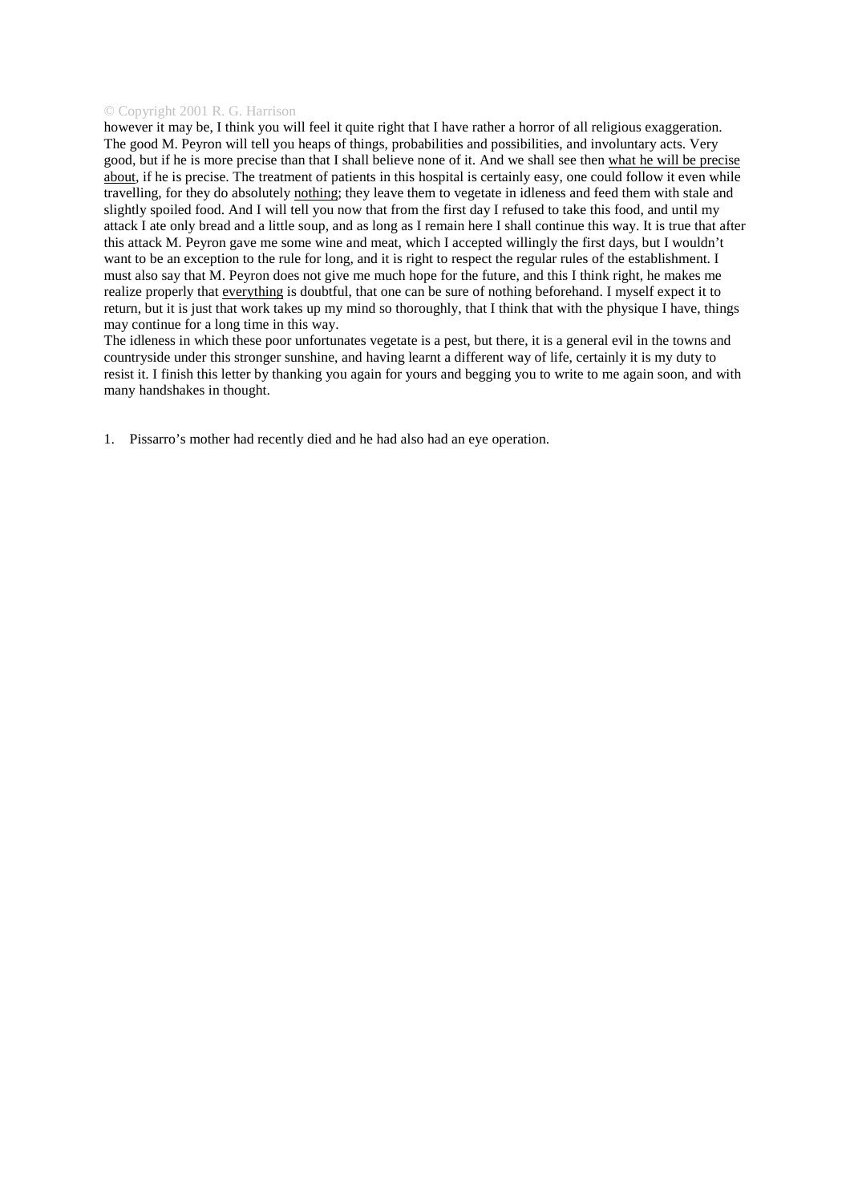however it may be, I think you will feel it quite right that I have rather a horror of all religious exaggeration. The good M. Peyron will tell you heaps of things, probabilities and possibilities, and involuntary acts. Very good, but if he is more precise than that I shall believe none of it. And we shall see then <u>what he will be precise about</u>, if he is precise. The treatment of patients in this hospital is certainly easy, one could follow it even while travelling, for they do absolutely <u>nothing</u>; they leave them to vegetate in idleness and feed them with stale and slightly spoiled food. And I will tell you now that from the first day I refused to take this food, and until my attack I ate only bread and a little soup, and as long as I remain here I shall continue this way. It is true that after this attack M. Peyron gave me some wine and meat, which I accepted willingly the first days, but I wouldn't want to be an exception to the rule for long, and it is right to respect the regular rules of the establishment. I must also say that M. Peyron does not give me much hope for the future, and this I think right, he makes me realize properly that <u>everything</u> is doubtful, that one can be sure of nothing beforehand. I myself expect it to return, but it is just that work takes up my mind so thoroughly, that I think that with the physique I have, things may continue for a long time in this way.

The idleness in which these poor unfortunates vegetate is a pest, but there, it is a general evil in the towns and countryside under this stronger sunshine, and having learnt a different way of life, certainly it is my duty to resist it. I finish this letter by thanking you again for yours and begging you to write to me again soon, and with many handshakes in thought.

1. Pissarro's mother had recently died and he had also had an eye operation.